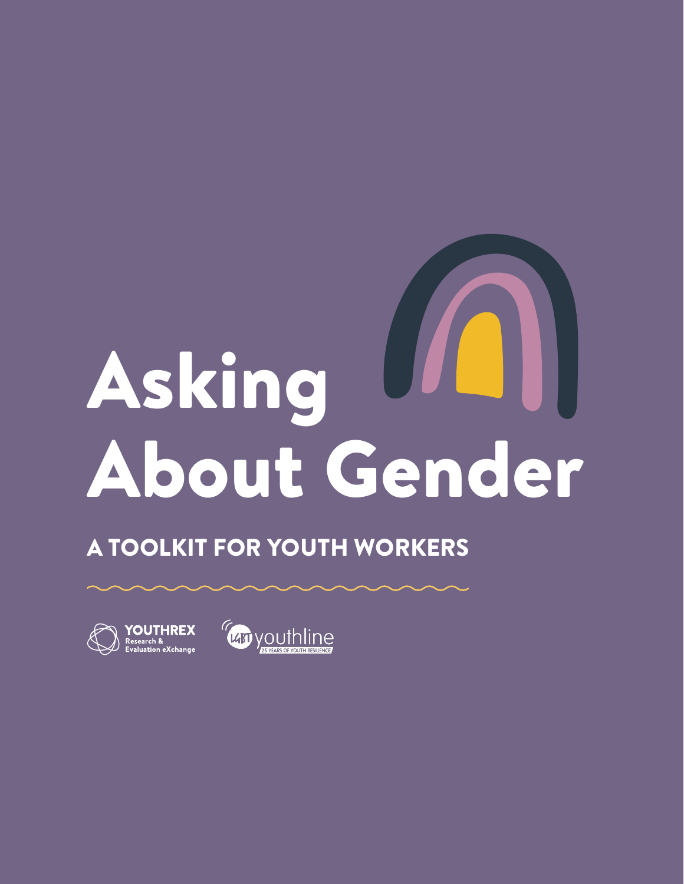# Asking About Gender

## A TOOLKIT FOR YOUTH WORKERS

YOUTHREX Research & Evaluation eXchange

LGBT youthline 25 YEARS OF YOUTH RESILIENCE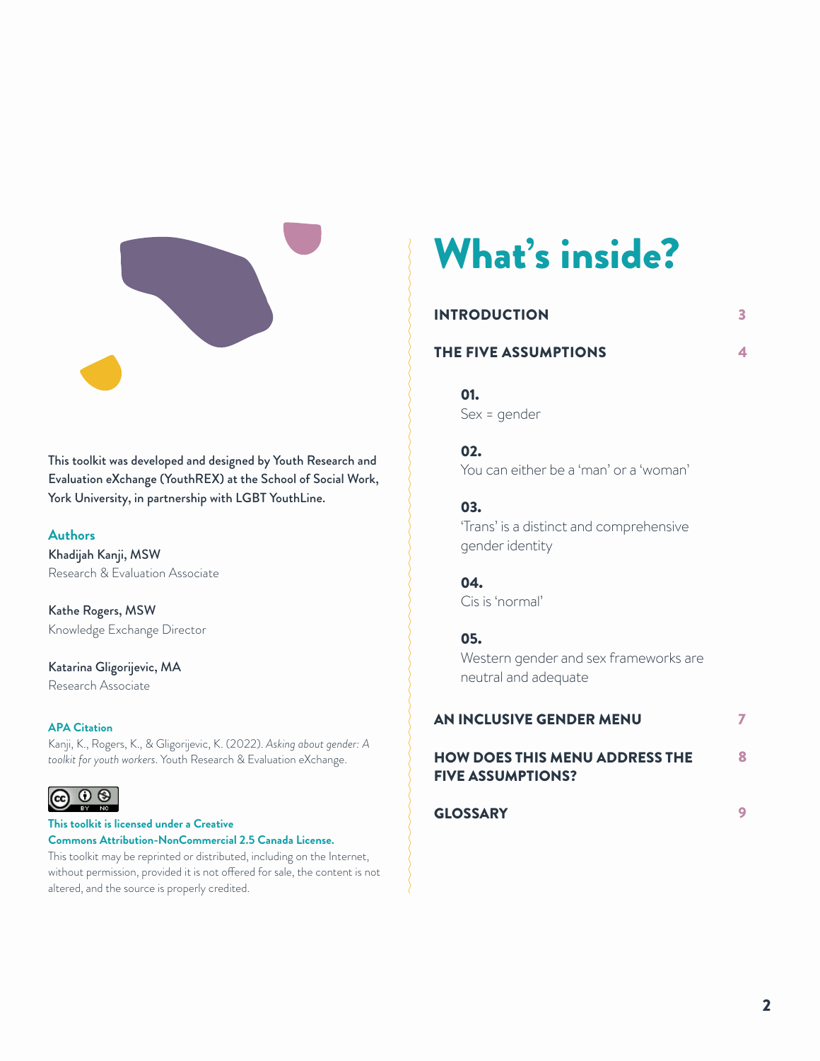This toolkit was developed and designed by Youth Research and Evaluation eXchange (YouthREX) at the School of Social Work, York University, in partnership with LGBT YouthLine.

### Authors

**Khadijah Kanji, MSW**
Research & Evaluation Associate

**Kathe Rogers, MSW**
Knowledge Exchange Director

**Katarina Gligorijevic, MA**
Research Associate

### APA Citation

Kanji, K., Rogers, K., & Gligorijevic, K. (2022). *Asking about gender: A toolkit for youth workers*. Youth Research & Evaluation eXchange.

**This toolkit is licensed under a Creative Commons Attribution-NonCommercial 2.5 Canada License.**

This toolkit may be reprinted or distributed, including on the Internet, without permission, provided it is not offered for sale, the content is not altered, and the source is properly credited.

# What's inside?

**INTRODUCTION** 3

**THE FIVE ASSUMPTIONS** 4

**01.**
Sex = gender

**02.**
You can either be a 'man' or a 'woman'

**03.**
'Trans' is a distinct and comprehensive gender identity

**04.**
Cis is 'normal'

**05.**
Western gender and sex frameworks are neutral and adequate

**AN INCLUSIVE GENDER MENU** 7

**HOW DOES THIS MENU ADDRESS THE FIVE ASSUMPTIONS?** 8

**GLOSSARY** 9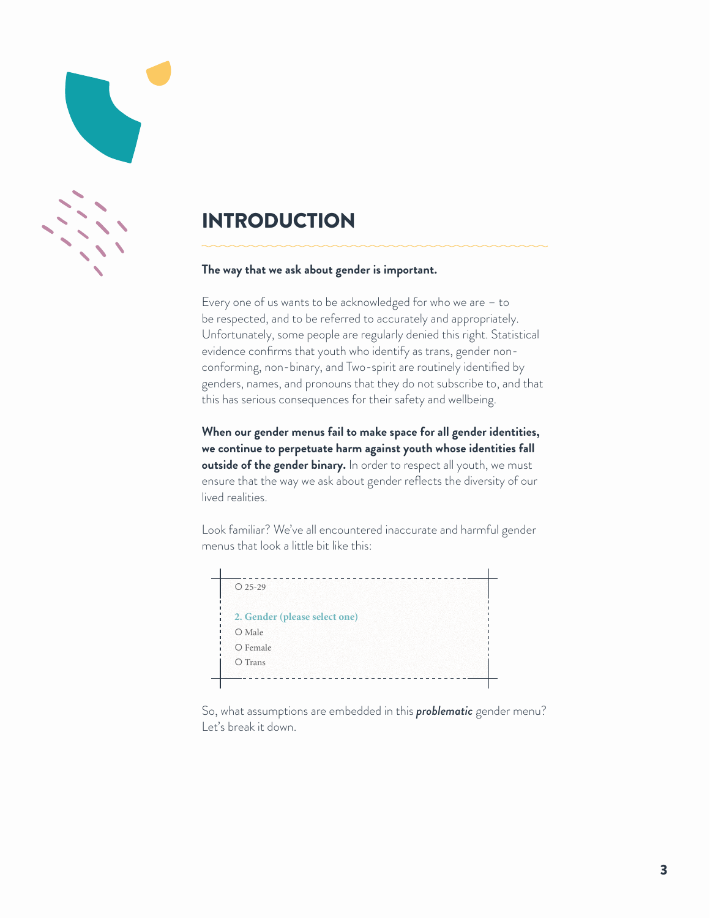# INTRODUCTION

**The way that we ask about gender is important.**

Every one of us wants to be acknowledged for who we are – to be respected, and to be referred to accurately and appropriately. Unfortunately, some people are regularly denied this right. Statistical evidence confirms that youth who identify as trans, gender non-conforming, non-binary, and Two-spirit are routinely identified by genders, names, and pronouns that they do not subscribe to, and that this has serious consequences for their safety and wellbeing.

**When our gender menus fail to make space for all gender identities, we continue to perpetuate harm against youth whose identities fall outside of the gender binary.** In order to respect all youth, we must ensure that the way we ask about gender reflects the diversity of our lived realities.

Look familiar? We've all encountered inaccurate and harmful gender menus that look a little bit like this:

> O 25-29
>
> **2. Gender (please select one)**
>
> O Male
>
> O Female
>
> O Trans

So, what assumptions are embedded in this ***problematic*** gender menu? Let's break it down.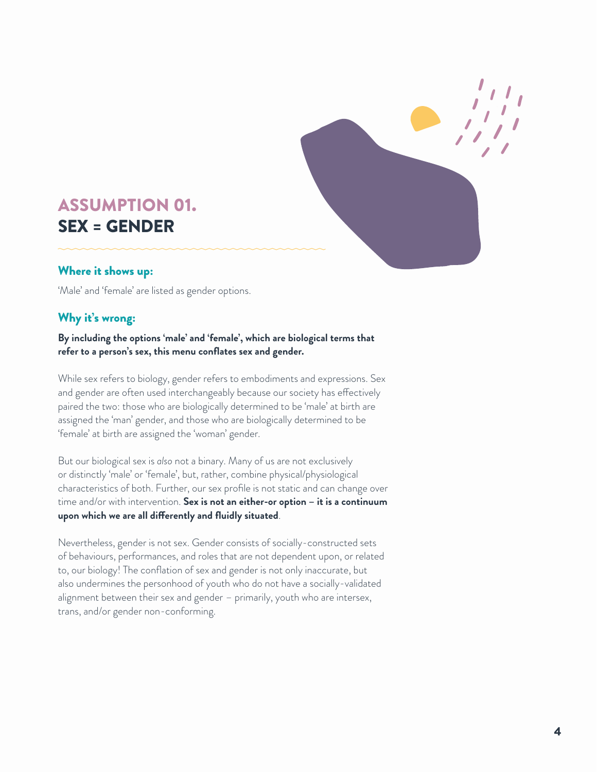# ASSUMPTION 01.
# SEX = GENDER

## Where it shows up:

'Male' and 'female' are listed as gender options.

## Why it's wrong:

**By including the options 'male' and 'female', which are biological terms that refer to a person's sex, this menu conflates sex and gender.**

While sex refers to biology, gender refers to embodiments and expressions. Sex and gender are often used interchangeably because our society has effectively paired the two: those who are biologically determined to be 'male' at birth are assigned the 'man' gender, and those who are biologically determined to be 'female' at birth are assigned the 'woman' gender.

But our biological sex is *also* not a binary. Many of us are not exclusively or distinctly 'male' or 'female', but, rather, combine physical/physiological characteristics of both. Further, our sex profile is not static and can change over time and/or with intervention. **Sex is not an either-or option – it is a continuum upon which we are all differently and fluidly situated**.

Nevertheless, gender is not sex. Gender consists of socially-constructed sets of behaviours, performances, and roles that are not dependent upon, or related to, our biology! The conflation of sex and gender is not only inaccurate, but also undermines the personhood of youth who do not have a socially-validated alignment between their sex and gender – primarily, youth who are intersex, trans, and/or gender non-conforming.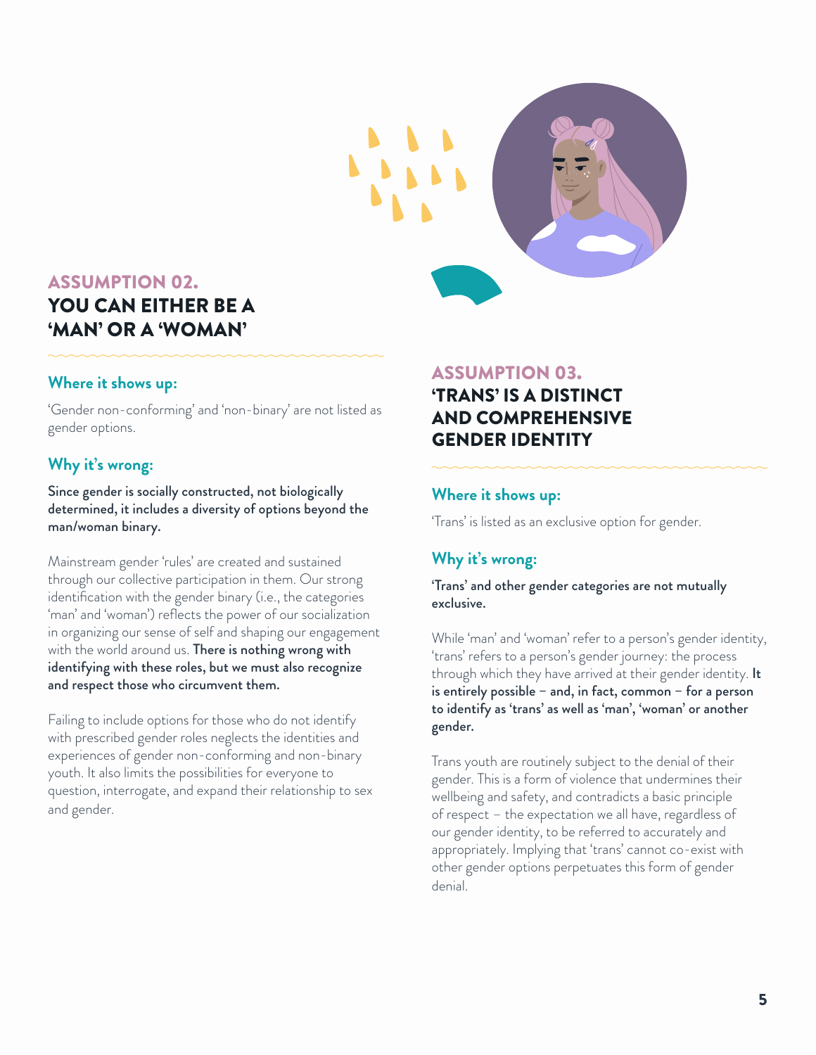## ASSUMPTION 02.
## YOU CAN EITHER BE A 'MAN' OR A 'WOMAN'

### Where it shows up:

'Gender non-conforming' and 'non-binary' are not listed as gender options.

### Why it's wrong:

**Since gender is socially constructed, not biologically determined, it includes a diversity of options beyond the man/woman binary.**

Mainstream gender 'rules' are created and sustained through our collective participation in them. Our strong identification with the gender binary (i.e., the categories 'man' and 'woman') reflects the power of our socialization in organizing our sense of self and shaping our engagement with the world around us. **There is nothing wrong with identifying with these roles, but we must also recognize and respect those who circumvent them.**

Failing to include options for those who do not identify with prescribed gender roles neglects the identities and experiences of gender non-conforming and non-binary youth. It also limits the possibilities for everyone to question, interrogate, and expand their relationship to sex and gender.

## ASSUMPTION 03.
## 'TRANS' IS A DISTINCT AND COMPREHENSIVE GENDER IDENTITY

### Where it shows up:

'Trans' is listed as an exclusive option for gender.

### Why it's wrong:

**'Trans' and other gender categories are not mutually exclusive.**

While 'man' and 'woman' refer to a person's gender identity, 'trans' refers to a person's gender journey: the process through which they have arrived at their gender identity. **It is entirely possible – and, in fact, common – for a person to identify as 'trans' as well as 'man', 'woman' or another gender.**

Trans youth are routinely subject to the denial of their gender. This is a form of violence that undermines their wellbeing and safety, and contradicts a basic principle of respect – the expectation we all have, regardless of our gender identity, to be referred to accurately and appropriately. Implying that 'trans' cannot co-exist with other gender options perpetuates this form of gender denial.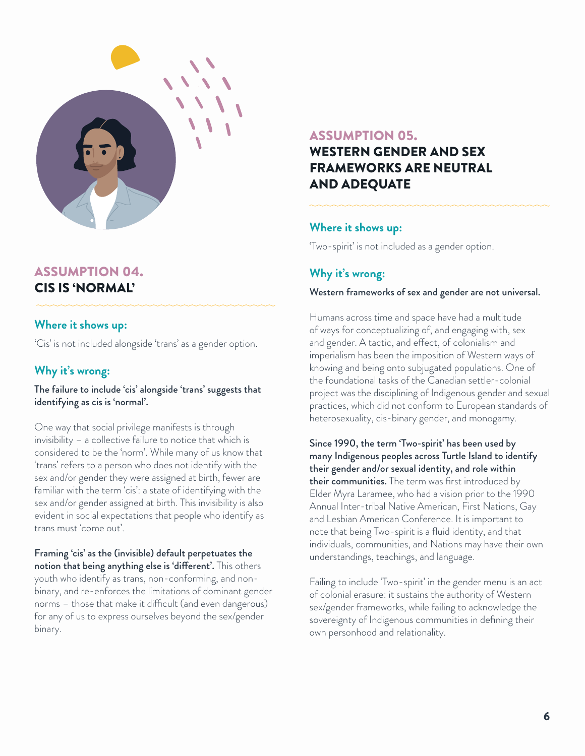## ASSUMPTION 04.
## CIS IS 'NORMAL'

### Where it shows up:

'Cis' is not included alongside 'trans' as a gender option.

### Why it's wrong:

**The failure to include 'cis' alongside 'trans' suggests that identifying as cis is 'normal'.**

One way that social privilege manifests is through invisibility – a collective failure to notice that which is considered to be the 'norm'. While many of us know that 'trans' refers to a person who does not identify with the sex and/or gender they were assigned at birth, fewer are familiar with the term 'cis': a state of identifying with the sex and/or gender assigned at birth. This invisibility is also evident in social expectations that people who identify as trans must 'come out'.

**Framing 'cis' as the (invisible) default perpetuates the notion that being anything else is 'different'.** This others youth who identify as trans, non-conforming, and non-binary, and re-enforces the limitations of dominant gender norms – those that make it difficult (and even dangerous) for any of us to express ourselves beyond the sex/gender binary.

## ASSUMPTION 05.
## WESTERN GENDER AND SEX FRAMEWORKS ARE NEUTRAL AND ADEQUATE

### Where it shows up:

'Two-spirit' is not included as a gender option.

### Why it's wrong:

**Western frameworks of sex and gender are not universal.**

Humans across time and space have had a multitude of ways for conceptualizing of, and engaging with, sex and gender. A tactic, and effect, of colonialism and imperialism has been the imposition of Western ways of knowing and being onto subjugated populations. One of the foundational tasks of the Canadian settler-colonial project was the disciplining of Indigenous gender and sexual practices, which did not conform to European standards of heterosexuality, cis-binary gender, and monogamy.

**Since 1990, the term 'Two-spirit' has been used by many Indigenous peoples across Turtle Island to identify their gender and/or sexual identity, and role within their communities.** The term was first introduced by Elder Myra Laramee, who had a vision prior to the 1990 Annual Inter-tribal Native American, First Nations, Gay and Lesbian American Conference. It is important to note that being Two-spirit is a fluid identity, and that individuals, communities, and Nations may have their own understandings, teachings, and language.

Failing to include 'Two-spirit' in the gender menu is an act of colonial erasure: it sustains the authority of Western sex/gender frameworks, while failing to acknowledge the sovereignty of Indigenous communities in defining their own personhood and relationality.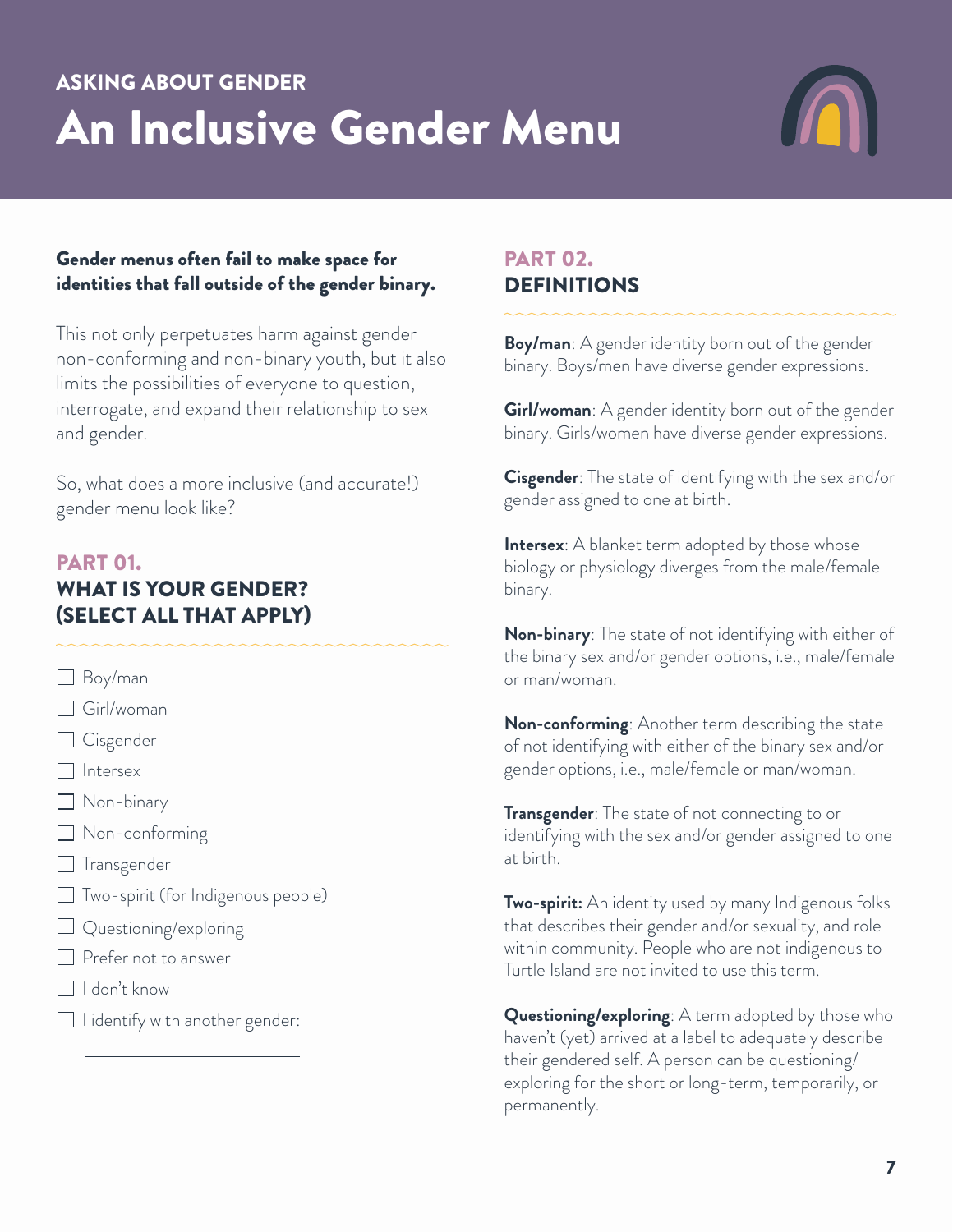ASKING ABOUT GENDER

# An Inclusive Gender Menu

**Gender menus often fail to make space for identities that fall outside of the gender binary.**

This not only perpetuates harm against gender non-conforming and non-binary youth, but it also limits the possibilities of everyone to question, interrogate, and expand their relationship to sex and gender.

So, what does a more inclusive (and accurate!) gender menu look like?

## PART 01. WHAT IS YOUR GENDER? (SELECT ALL THAT APPLY)

- ☐ Boy/man
- ☐ Girl/woman
- ☐ Cisgender
- ☐ Intersex
- ☐ Non-binary
- ☐ Non-conforming
- ☐ Transgender
- ☐ Two-spirit (for Indigenous people)
- ☐ Questioning/exploring
- ☐ Prefer not to answer
- ☐ I don't know
- ☐ I identify with another gender: ______________

## PART 02. DEFINITIONS

**Boy/man**: A gender identity born out of the gender binary. Boys/men have diverse gender expressions.

**Girl/woman**: A gender identity born out of the gender binary. Girls/women have diverse gender expressions.

**Cisgender**: The state of identifying with the sex and/or gender assigned to one at birth.

**Intersex**: A blanket term adopted by those whose biology or physiology diverges from the male/female binary.

**Non-binary**: The state of not identifying with either of the binary sex and/or gender options, i.e., male/female or man/woman.

**Non-conforming**: Another term describing the state of not identifying with either of the binary sex and/or gender options, i.e., male/female or man/woman.

**Transgender**: The state of not connecting to or identifying with the sex and/or gender assigned to one at birth.

**Two-spirit:** An identity used by many Indigenous folks that describes their gender and/or sexuality, and role within community. People who are not indigenous to Turtle Island are not invited to use this term.

**Questioning/exploring**: A term adopted by those who haven't (yet) arrived at a label to adequately describe their gendered self. A person can be questioning/ exploring for the short or long-term, temporarily, or permanently.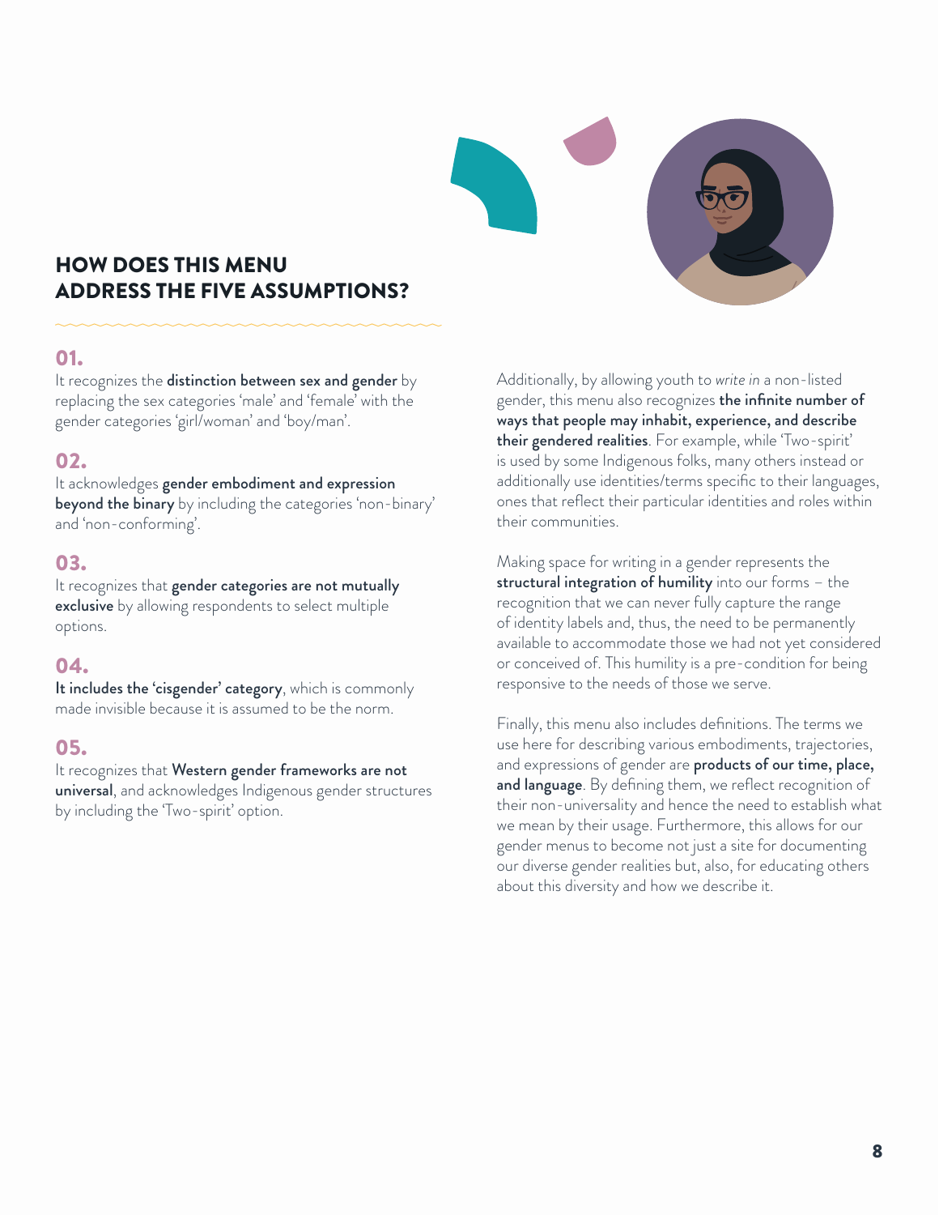## HOW DOES THIS MENU ADDRESS THE FIVE ASSUMPTIONS?

### 01.

It recognizes the **distinction between sex and gender** by replacing the sex categories 'male' and 'female' with the gender categories 'girl/woman' and 'boy/man'.

### 02.

It acknowledges **gender embodiment and expression beyond the binary** by including the categories 'non-binary' and 'non-conforming'.

### 03.

It recognizes that **gender categories are not mutually exclusive** by allowing respondents to select multiple options.

### 04.

**It includes the 'cisgender' category**, which is commonly made invisible because it is assumed to be the norm.

### 05.

It recognizes that **Western gender frameworks are not universal**, and acknowledges Indigenous gender structures by including the 'Two-spirit' option.

Additionally, by allowing youth to *write in* a non-listed gender, this menu also recognizes **the infinite number of ways that people may inhabit, experience, and describe their gendered realities**. For example, while 'Two-spirit' is used by some Indigenous folks, many others instead or additionally use identities/terms specific to their languages, ones that reflect their particular identities and roles within their communities.

Making space for writing in a gender represents the **structural integration of humility** into our forms – the recognition that we can never fully capture the range of identity labels and, thus, the need to be permanently available to accommodate those we had not yet considered or conceived of. This humility is a pre-condition for being responsive to the needs of those we serve.

Finally, this menu also includes definitions. The terms we use here for describing various embodiments, trajectories, and expressions of gender are **products of our time, place, and language**. By defining them, we reflect recognition of their non-universality and hence the need to establish what we mean by their usage. Furthermore, this allows for our gender menus to become not just a site for documenting our diverse gender realities but, also, for educating others about this diversity and how we describe it.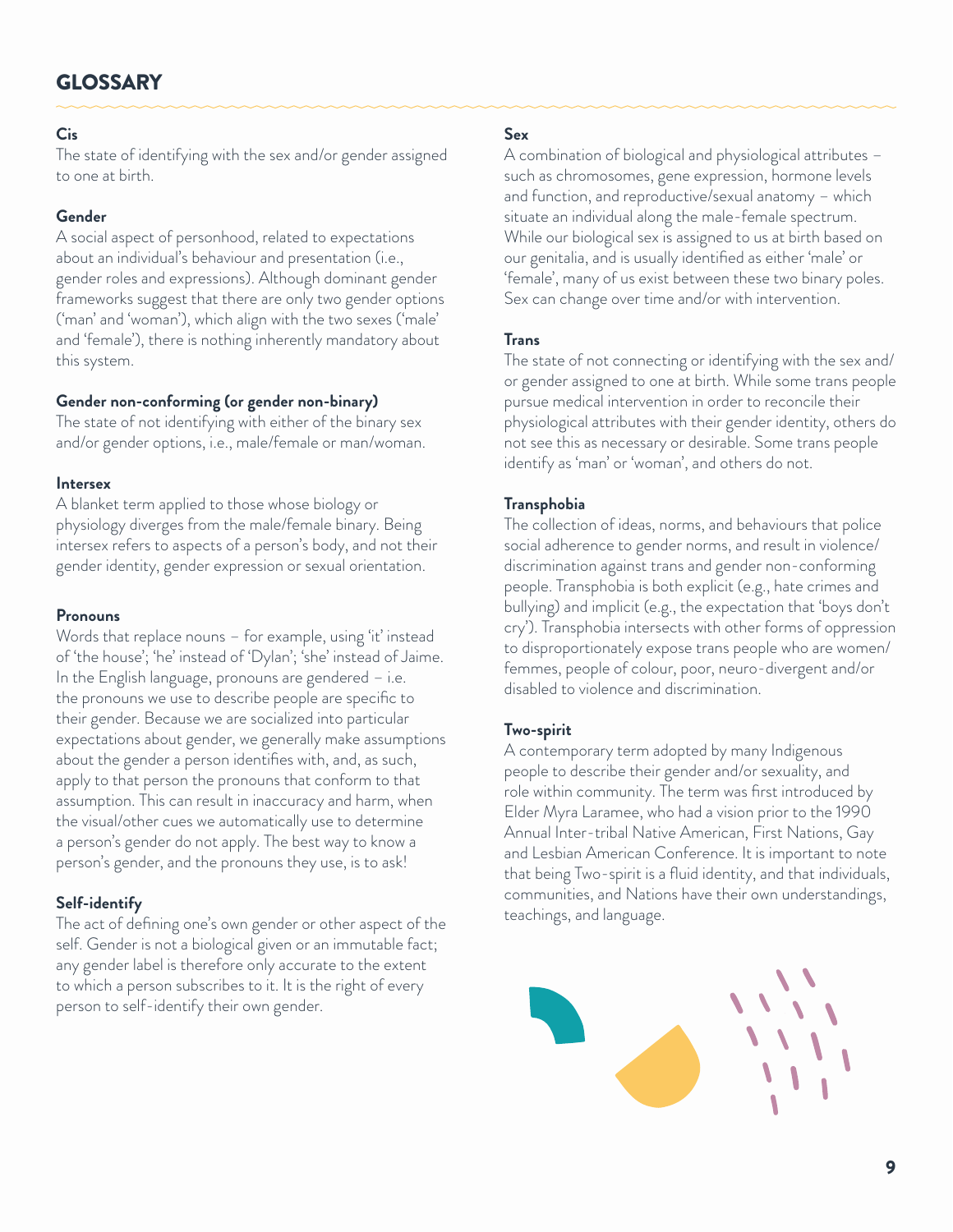## GLOSSARY

### Cis

The state of identifying with the sex and/or gender assigned to one at birth.

### Gender

A social aspect of personhood, related to expectations about an individual's behaviour and presentation (i.e., gender roles and expressions). Although dominant gender frameworks suggest that there are only two gender options ('man' and 'woman'), which align with the two sexes ('male' and 'female'), there is nothing inherently mandatory about this system.

### Gender non-conforming (or gender non-binary)

The state of not identifying with either of the binary sex and/or gender options, i.e., male/female or man/woman.

### Intersex

A blanket term applied to those whose biology or physiology diverges from the male/female binary. Being intersex refers to aspects of a person's body, and not their gender identity, gender expression or sexual orientation.

### Pronouns

Words that replace nouns – for example, using 'it' instead of 'the house'; 'he' instead of 'Dylan'; 'she' instead of Jaime. In the English language, pronouns are gendered – i.e. the pronouns we use to describe people are specific to their gender. Because we are socialized into particular expectations about gender, we generally make assumptions about the gender a person identifies with, and, as such, apply to that person the pronouns that conform to that assumption. This can result in inaccuracy and harm, when the visual/other cues we automatically use to determine a person's gender do not apply. The best way to know a person's gender, and the pronouns they use, is to ask!

### Self-identify

The act of defining one's own gender or other aspect of the self. Gender is not a biological given or an immutable fact; any gender label is therefore only accurate to the extent to which a person subscribes to it. It is the right of every person to self-identify their own gender.

### Sex

A combination of biological and physiological attributes – such as chromosomes, gene expression, hormone levels and function, and reproductive/sexual anatomy – which situate an individual along the male-female spectrum. While our biological sex is assigned to us at birth based on our genitalia, and is usually identified as either 'male' or 'female', many of us exist between these two binary poles. Sex can change over time and/or with intervention.

### Trans

The state of not connecting or identifying with the sex and/or gender assigned to one at birth. While some trans people pursue medical intervention in order to reconcile their physiological attributes with their gender identity, others do not see this as necessary or desirable. Some trans people identify as 'man' or 'woman', and others do not.

### Transphobia

The collection of ideas, norms, and behaviours that police social adherence to gender norms, and result in violence/discrimination against trans and gender non-conforming people. Transphobia is both explicit (e.g., hate crimes and bullying) and implicit (e.g., the expectation that 'boys don't cry'). Transphobia intersects with other forms of oppression to disproportionately expose trans people who are women/femmes, people of colour, poor, neuro-divergent and/or disabled to violence and discrimination.

### Two-spirit

A contemporary term adopted by many Indigenous people to describe their gender and/or sexuality, and role within community. The term was first introduced by Elder Myra Laramee, who had a vision prior to the 1990 Annual Inter-tribal Native American, First Nations, Gay and Lesbian American Conference. It is important to note that being Two-spirit is a fluid identity, and that individuals, communities, and Nations have their own understandings, teachings, and language.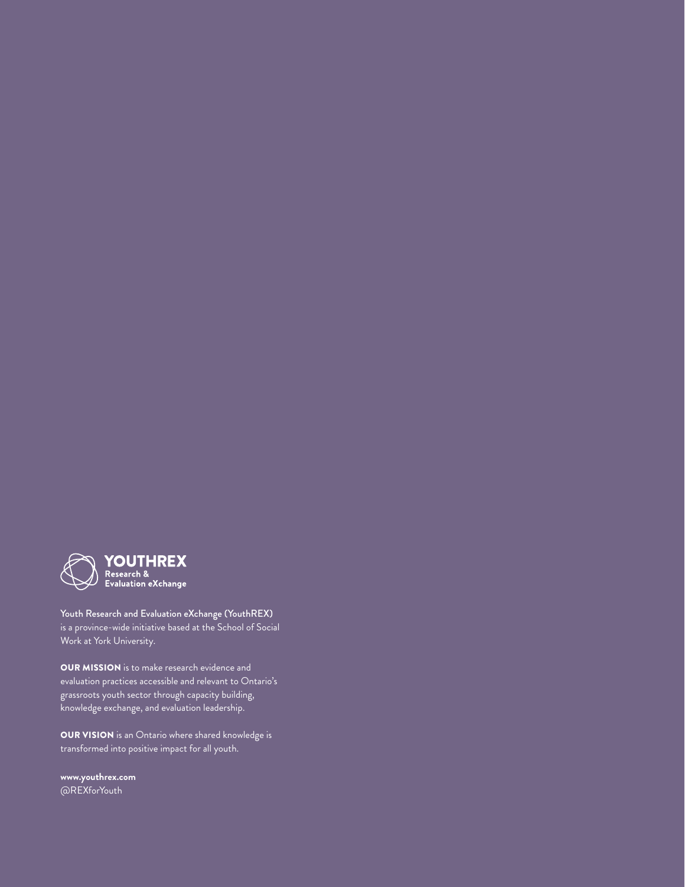**YOUTHREX**
Research &
Evaluation eXchange

Youth Research and Evaluation eXchange (YouthREX) is a province-wide initiative based at the School of Social Work at York University.

**OUR MISSION** is to make research evidence and evaluation practices accessible and relevant to Ontario's grassroots youth sector through capacity building, knowledge exchange, and evaluation leadership.

**OUR VISION** is an Ontario where shared knowledge is transformed into positive impact for all youth.

**www.youthrex.com**
@REXforYouth